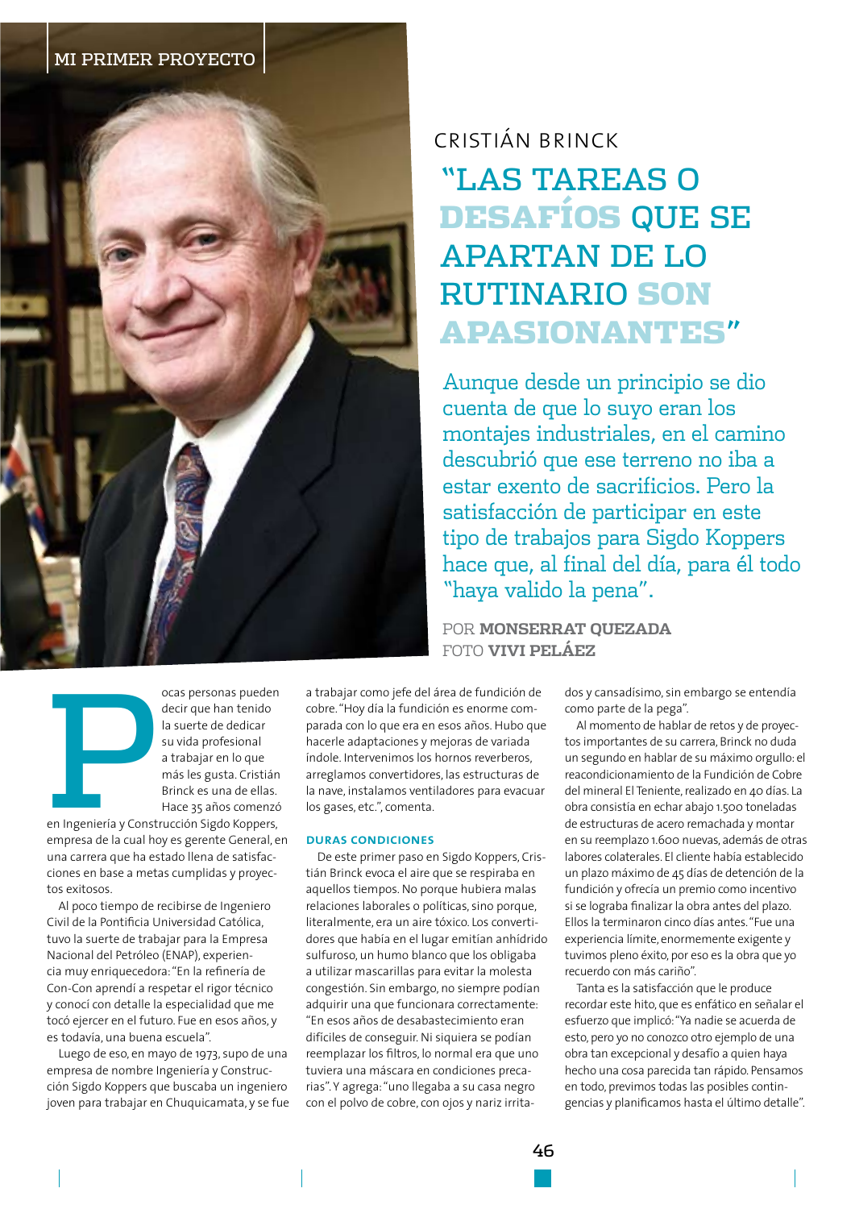MI PRIMER PROYECTO

## CRISTIÁN BRINCK

# "LAS TAREAS O DESAFÍOS QUE SE APARTAN DE LO RUTINARIO SON APASIONANTES"

Aunque desde un principio se dio cuenta de que lo suyo eran los montajes industriales, en el camino descubrió que ese terreno no iba a estar exento de sacrificios. Pero la satisfacción de participar en este tipo de trabajos para Sigdo Koppers hace que, al final del día, para él todo "haya valido la pena".

POR **MONSERRAT QUEZADA**
FOTO **VIVI PELÁEZ**

Pocas personas pueden decir que han tenido la suerte de dedicar su vida profesional a trabajar en lo que más les gusta. Cristián Brinck es una de ellas. Hace 35 años comenzó en Ingeniería y Construcción Sigdo Koppers, empresa de la cual hoy es gerente General, en una carrera que ha estado llena de satisfacciones en base a metas cumplidas y proyectos exitosos.

Al poco tiempo de recibirse de Ingeniero Civil de la Pontificia Universidad Católica, tuvo la suerte de trabajar para la Empresa Nacional del Petróleo (ENAP), experiencia muy enriquecedora: "En la refinería de Con-Con aprendí a respetar el rigor técnico y conocí con detalle la especialidad que me tocó ejercer en el futuro. Fue en esos años, y es todavía, una buena escuela".

Luego de eso, en mayo de 1973, supo de una empresa de nombre Ingeniería y Construcción Sigdo Koppers que buscaba un ingeniero joven para trabajar en Chuquicamata, y se fue a trabajar como jefe del área de fundición de cobre. "Hoy día la fundición es enorme comparada con lo que era en esos años. Hubo que hacerle adaptaciones y mejoras de variada índole. Intervenimos los hornos reverberos, arreglamos convertidores, las estructuras de la nave, instalamos ventiladores para evacuar los gases, etc.", comenta.

### DURAS CONDICIONES

De este primer paso en Sigdo Koppers, Cristián Brinck evoca el aire que se respiraba en aquellos tiempos. No porque hubiera malas relaciones laborales o políticas, sino porque, literalmente, era un aire tóxico. Los convertidores que había en el lugar emitían anhídrido sulfuroso, un humo blanco que los obligaba a utilizar mascarillas para evitar la molesta congestión. Sin embargo, no siempre podían adquirir una que funcionara correctamente: "En esos años de desabastecimiento eran difíciles de conseguir. Ni siquiera se podían reemplazar los filtros, lo normal era que uno tuviera una máscara en condiciones precarias". Y agrega: "uno llegaba a su casa negro con el polvo de cobre, con ojos y nariz irritados y cansadísimo, sin embargo se entendía como parte de la pega".

Al momento de hablar de retos y de proyectos importantes de su carrera, Brinck no duda un segundo en hablar de su máximo orgullo: el reacondicionamiento de la Fundición de Cobre del mineral El Teniente, realizado en 40 días. La obra consistía en echar abajo 1.500 toneladas de estructuras de acero remachada y montar en su reemplazo 1.600 nuevas, además de otras labores colaterales. El cliente había establecido un plazo máximo de 45 días de detención de la fundición y ofrecía un premio como incentivo si se lograba finalizar la obra antes del plazo. Ellos la terminaron cinco días antes. "Fue una experiencia límite, enormemente exigente y tuvimos pleno éxito, por eso es la obra que yo recuerdo con más cariño".

Tanta es la satisfacción que le produce recordar este hito, que es enfático en señalar el esfuerzo que implicó: "Ya nadie se acuerda de esto, pero yo no conozco otro ejemplo de una obra tan excepcional y desafío a quien haya hecho una cosa parecida tan rápido. Pensamos en todo, previmos todas las posibles contingencias y planificamos hasta el último detalle".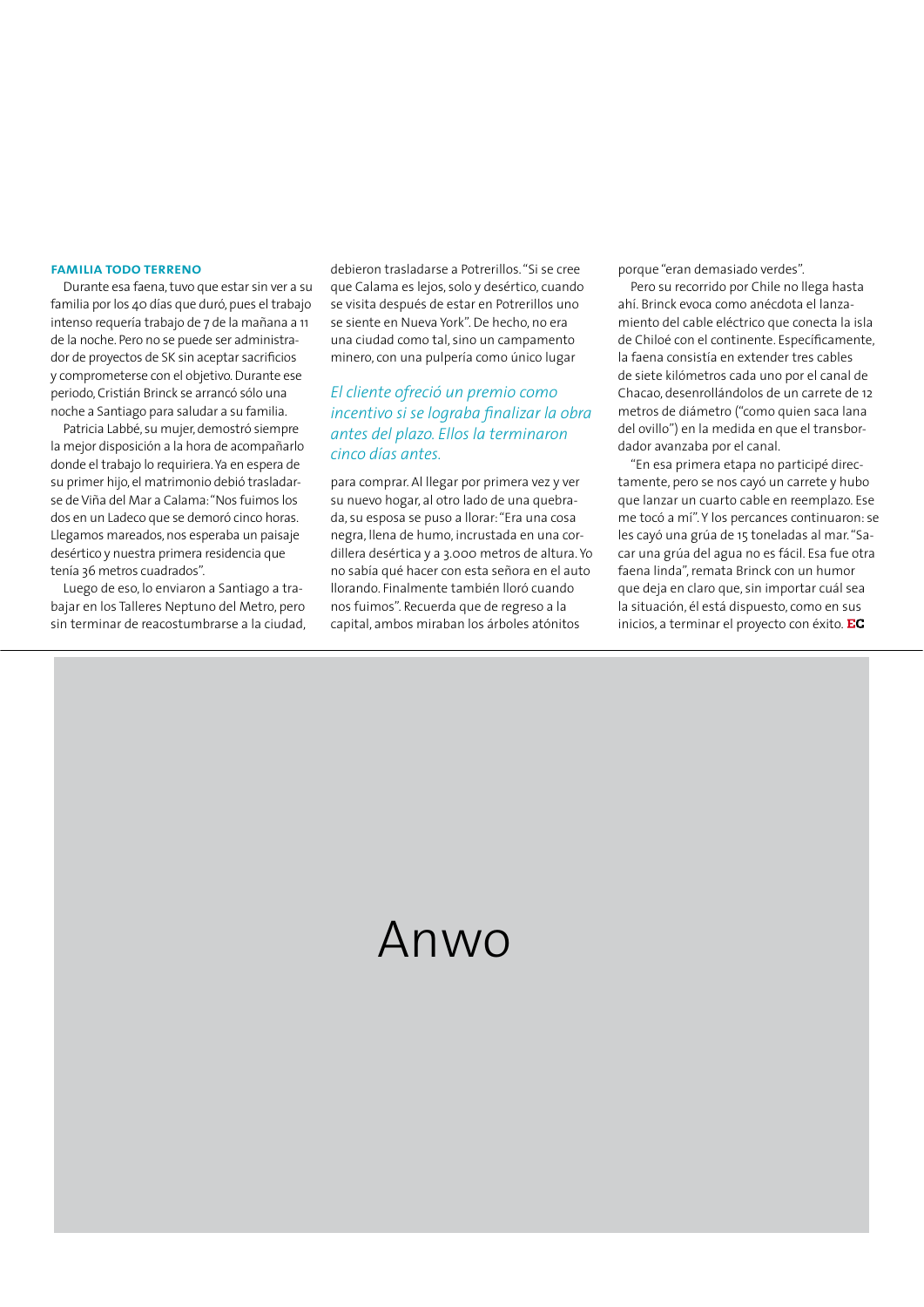### FAMILIA TODO TERRENO

Durante esa faena, tuvo que estar sin ver a su familia por los 40 días que duró, pues el trabajo intenso requería trabajo de 7 de la mañana a 11 de la noche. Pero no se puede ser administrador de proyectos de SK sin aceptar sacrificios y comprometerse con el objetivo. Durante ese periodo, Cristián Brinck se arrancó sólo una noche a Santiago para saludar a su familia.

Patricia Labbé, su mujer, demostró siempre la mejor disposición a la hora de acompañarlo donde el trabajo lo requiriera. Ya en espera de su primer hijo, el matrimonio debió trasladarse de Viña del Mar a Calama: "Nos fuimos los dos en un Ladeco que se demoró cinco horas. Llegamos mareados, nos esperaba un paisaje desértico y nuestra primera residencia que tenía 36 metros cuadrados".

Luego de eso, lo enviaron a Santiago a trabajar en los Talleres Neptuno del Metro, pero sin terminar de reacostumbrarse a la ciudad, debieron trasladarse a Potrerillos. "Si se cree que Calama es lejos, solo y desértico, cuando se visita después de estar en Potrerillos uno se siente en Nueva York". De hecho, no era una ciudad como tal, sino un campamento minero, con una pulpería como único lugar para comprar. Al llegar por primera vez y ver su nuevo hogar, al otro lado de una quebrada, su esposa se puso a llorar: "Era una cosa negra, llena de humo, incrustada en una cordillera desértica y a 3.000 metros de altura. Yo no sabía qué hacer con esta señora en el auto llorando. Finalmente también lloró cuando nos fuimos". Recuerda que de regreso a la capital, ambos miraban los árboles atónitos porque "eran demasiado verdes".

*El cliente ofreció un premio como incentivo si se lograba finalizar la obra antes del plazo. Ellos la terminaron cinco días antes.*

Pero su recorrido por Chile no llega hasta ahí. Brinck evoca como anécdota el lanzamiento del cable eléctrico que conecta la isla de Chiloé con el continente. Específicamente, la faena consistía en extender tres cables de siete kilómetros cada uno por el canal de Chacao, desenrollándolos de un carrete de 12 metros de diámetro ("como quien saca lana del ovillo") en la medida en que el transbordador avanzaba por el canal.

"En esa primera etapa no participé directamente, pero se nos cayó un carrete y hubo que lanzar un cuarto cable en reemplazo. Ese me tocó a mí". Y los percances continuaron: se les cayó una grúa de 15 toneladas al mar. "Sacar una grúa del agua no es fácil. Esa fue otra faena linda", remata Brinck con un humor que deja en claro que, sin importar cuál sea la situación, él está dispuesto, como en sus inicios, a terminar el proyecto con éxito. **EC**

Anwo